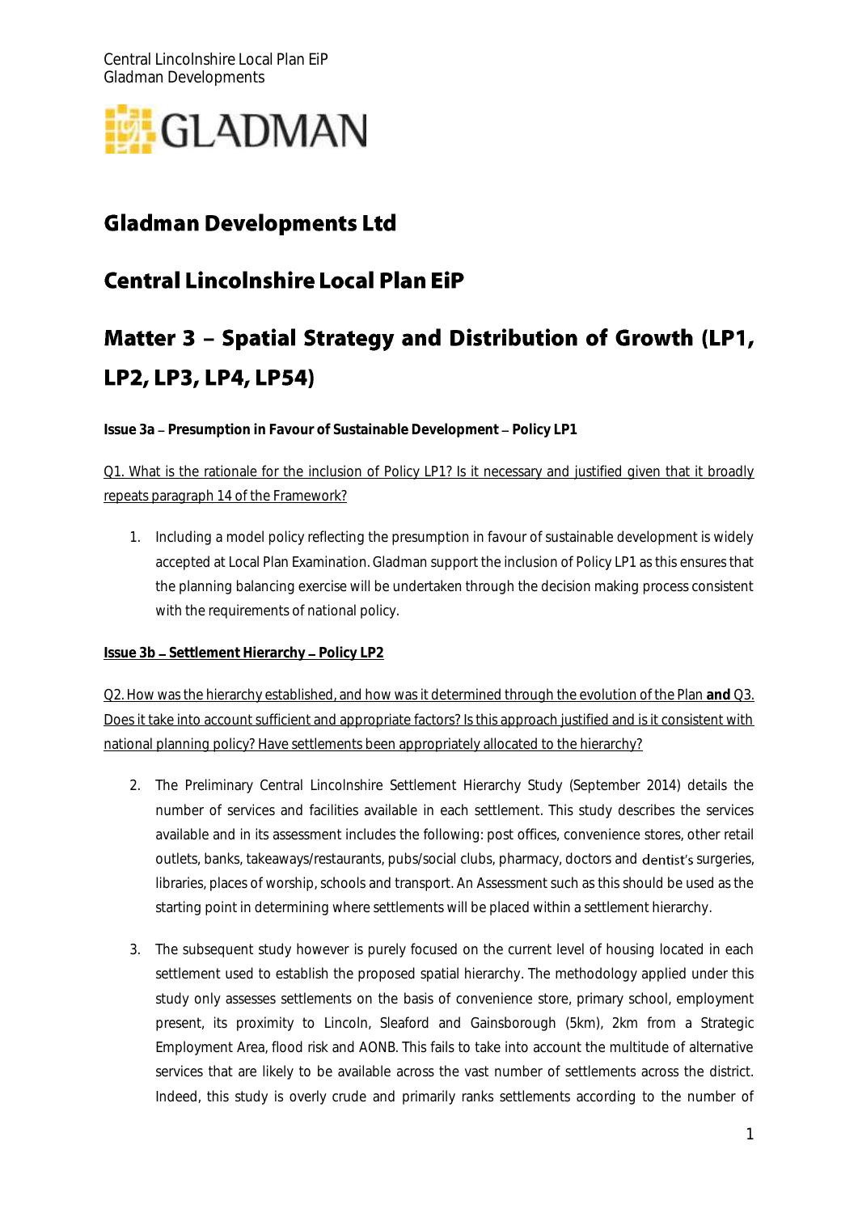# Gladman Developments Ltd

## Central Lincolnshire Local Plan EiP

## Matter 3 – Spatial Strategy and Distribution of Growth (LP1, LP2, LP3, LP4, LP54)

**Issue 3a – Presumption in Favour of Sustainable Development – Policy LP1**

Q1. What is the rationale for the inclusion of Policy LP1? Is it necessary and justified given that it broadly repeats paragraph 14 of the Framework?

1. Including a model policy reflecting the presumption in favour of sustainable development is widely accepted at Local Plan Examination. Gladman support the inclusion of Policy LP1 as this ensures that the planning balancing exercise will be undertaken through the decision making process consistent with the requirements of national policy.

**Issue 3b – Settlement Hierarchy – Policy LP2**

Q2. How was the hierarchy established, and how was it determined through the evolution of the Plan **and** Q3. Does it take into account sufficient and appropriate factors? Is this approach justified and is it consistent with national planning policy? Have settlements been appropriately allocated to the hierarchy?

2. The Preliminary Central Lincolnshire Settlement Hierarchy Study (September 2014) details the number of services and facilities available in each settlement. This study describes the services available and in its assessment includes the following: post offices, convenience stores, other retail outlets, banks, takeaways/restaurants, pubs/social clubs, pharmacy, doctors and dentist's surgeries, libraries, places of worship, schools and transport. An Assessment such as this should be used as the starting point in determining where settlements will be placed within a settlement hierarchy.

3. The subsequent study however is purely focused on the current level of housing located in each settlement used to establish the proposed spatial hierarchy. The methodology applied under this study only assesses settlements on the basis of convenience store, primary school, employment present, its proximity to Lincoln, Sleaford and Gainsborough (5km), 2km from a Strategic Employment Area, flood risk and AONB. This fails to take into account the multitude of alternative services that are likely to be available across the vast number of settlements across the district. Indeed, this study is overly crude and primarily ranks settlements according to the number of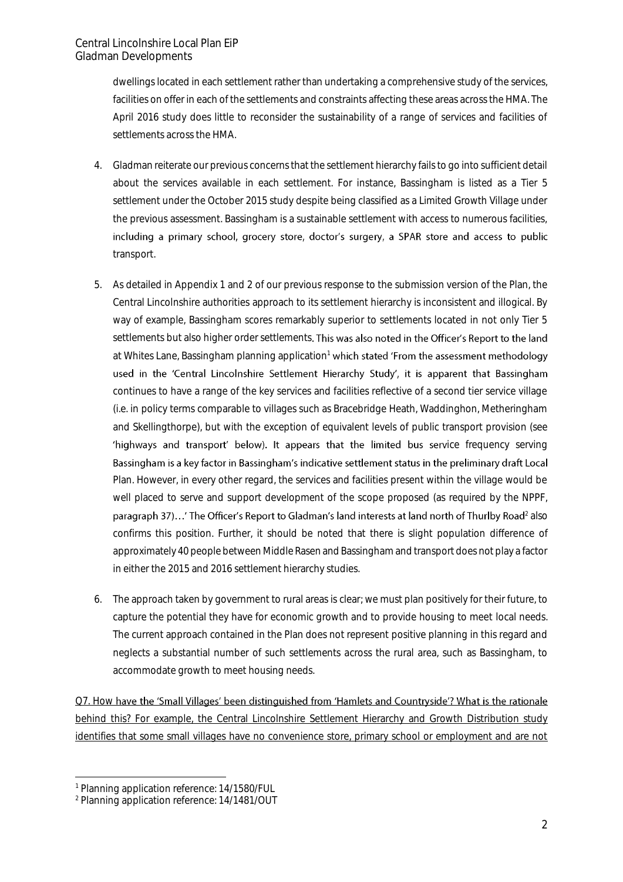dwellings located in each settlement rather than undertaking a comprehensive study of the services, facilities on offer in each of the settlements and constraints affecting these areas across the HMA. The April 2016 study does little to reconsider the sustainability of a range of services and facilities of settlements across the HMA.

4. Gladman reiterate our previous concerns that the settlement hierarchy fails to go into sufficient detail about the services available in each settlement. For instance, Bassingham is listed as a Tier 5 settlement under the October 2015 study despite being classified as a Limited Growth Village under the previous assessment. Bassingham is a sustainable settlement with access to numerous facilities, including a primary school, grocery store, doctor's surgery, a SPAR store and access to public transport.

5. As detailed in Appendix 1 and 2 of our previous response to the submission version of the Plan, the Central Lincolnshire authorities approach to its settlement hierarchy is inconsistent and illogical. By way of example, Bassingham scores remarkably superior to settlements located in not only Tier 5 settlements but also higher order settlements. This was also noted in the Officer's Report to the land at Whites Lane, Bassingham planning application[1] which stated 'From the assessment methodology used in the 'Central Lincolnshire Settlement Hierarchy Study', it is apparent that Bassingham continues to have a range of the key services and facilities reflective of a second tier service village (i.e. in policy terms comparable to villages such as Bracebridge Heath, Waddinghon, Metheringham and Skellingthorpe), but with the exception of equivalent levels of public transport provision (see 'highways and transport' below). It appears that the limited bus service frequency serving Bassingham is a key factor in Bassingham's indicative settlement status in the preliminary draft Local Plan. However, in every other regard, the services and facilities present within the village would be well placed to serve and support development of the scope proposed (as required by the NPPF, paragraph 37)…' The Officer's Report to Gladman's land interests at land north of Thurlby Road[2] also confirms this position. Further, it should be noted that there is slight population difference of approximately 40 people between Middle Rasen and Bassingham and transport does not play a factor in either the 2015 and 2016 settlement hierarchy studies.

6. The approach taken by government to rural areas is clear; we must plan positively for their future, to capture the potential they have for economic growth and to provide housing to meet local needs. The current approach contained in the Plan does not represent positive planning in this regard and neglects a substantial number of such settlements across the rural area, such as Bassingham, to accommodate growth to meet housing needs.

<u>Q7. How have the 'Small Villages' been distinguished from 'Hamlets and Countryside'? What is the rationale behind this? For example, the Central Lincolnshire Settlement Hierarchy and Growth Distribution study identifies that some small villages have no convenience store, primary school or employment and are not</u>

[1] Planning application reference: 14/1580/FUL

[2] Planning application reference: 14/1481/OUT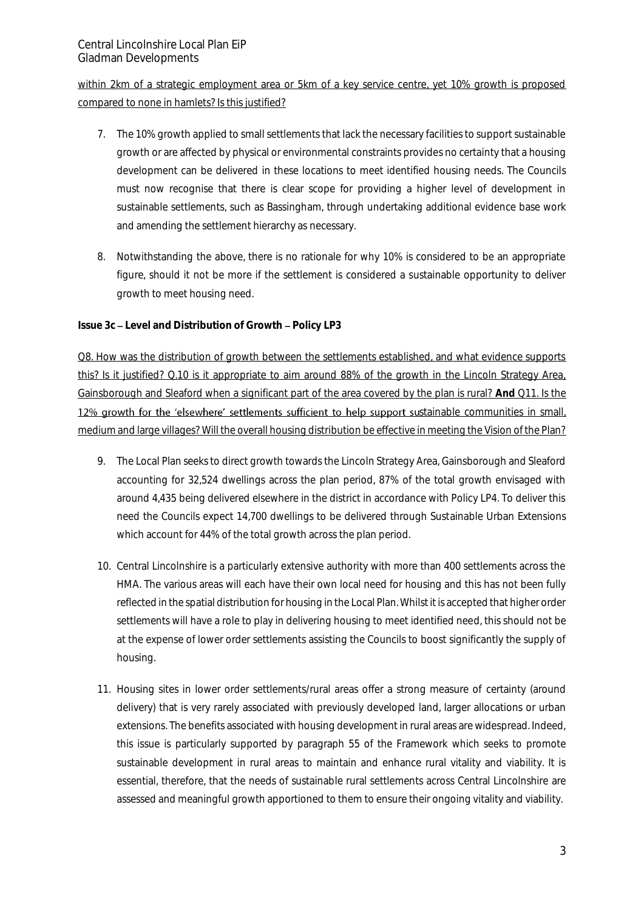within 2km of a strategic employment area or 5km of a key service centre, yet 10% growth is proposed compared to none in hamlets? Is this justified?

7. The 10% growth applied to small settlements that lack the necessary facilities to support sustainable growth or are affected by physical or environmental constraints provides no certainty that a housing development can be delivered in these locations to meet identified housing needs. The Councils must now recognise that there is clear scope for providing a higher level of development in sustainable settlements, such as Bassingham, through undertaking additional evidence base work and amending the settlement hierarchy as necessary.

8. Notwithstanding the above, there is no rationale for why 10% is considered to be an appropriate figure, should it not be more if the settlement is considered a sustainable opportunity to deliver growth to meet housing need.

**Issue 3c – Level and Distribution of Growth – Policy LP3**

Q8. How was the distribution of growth between the settlements established, and what evidence supports this? Is it justified? Q.10 is it appropriate to aim around 88% of the growth in the Lincoln Strategy Area, Gainsborough and Sleaford when a significant part of the area covered by the plan is rural? **And** Q11. Is the 12% growth for the 'elsewhere' settlements sufficient to help support sustainable communities in small, medium and large villages? Will the overall housing distribution be effective in meeting the Vision of the Plan?

9. The Local Plan seeks to direct growth towards the Lincoln Strategy Area, Gainsborough and Sleaford accounting for 32,524 dwellings across the plan period, 87% of the total growth envisaged with around 4,435 being delivered elsewhere in the district in accordance with Policy LP4. To deliver this need the Councils expect 14,700 dwellings to be delivered through Sustainable Urban Extensions which account for 44% of the total growth across the plan period.

10. Central Lincolnshire is a particularly extensive authority with more than 400 settlements across the HMA. The various areas will each have their own local need for housing and this has not been fully reflected in the spatial distribution for housing in the Local Plan. Whilst it is accepted that higher order settlements will have a role to play in delivering housing to meet identified need, this should not be at the expense of lower order settlements assisting the Councils to boost significantly the supply of housing.

11. Housing sites in lower order settlements/rural areas offer a strong measure of certainty (around delivery) that is very rarely associated with previously developed land, larger allocations or urban extensions. The benefits associated with housing development in rural areas are widespread. Indeed, this issue is particularly supported by paragraph 55 of the Framework which seeks to promote sustainable development in rural areas to maintain and enhance rural vitality and viability. It is essential, therefore, that the needs of sustainable rural settlements across Central Lincolnshire are assessed and meaningful growth apportioned to them to ensure their ongoing vitality and viability.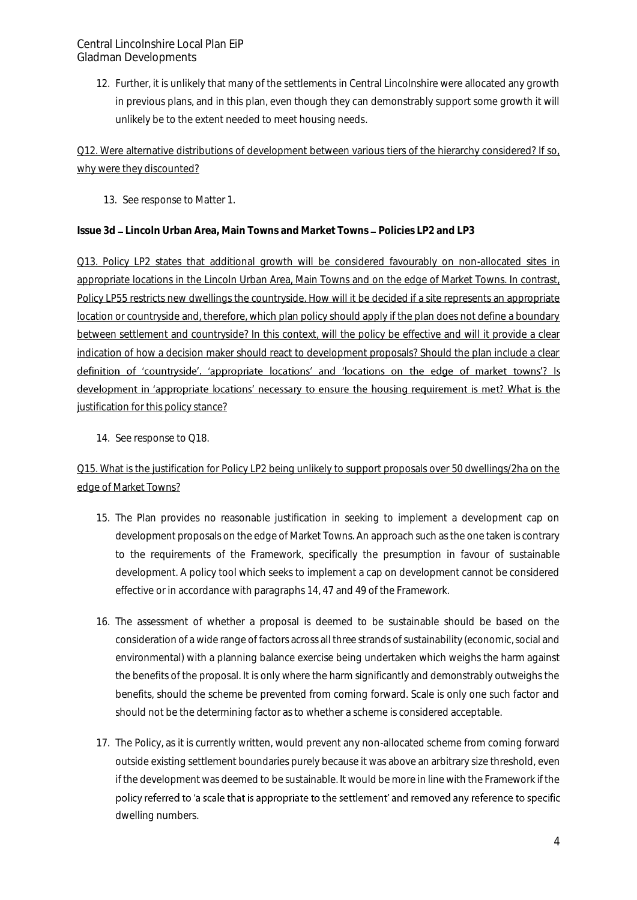12. Further, it is unlikely that many of the settlements in Central Lincolnshire were allocated any growth in previous plans, and in this plan, even though they can demonstrably support some growth it will unlikely be to the extent needed to meet housing needs.

<u>Q12. Were alternative distributions of development between various tiers of the hierarchy considered? If so, why were they discounted?</u>

13. See response to Matter 1.

**Issue 3d – Lincoln Urban Area, Main Towns and Market Towns – Policies LP2 and LP3**

<u>Q13. Policy LP2 states that additional growth will be considered favourably on non-allocated sites in appropriate locations in the Lincoln Urban Area, Main Towns and on the edge of Market Towns. In contrast, Policy LP55 restricts new dwellings the countryside. How will it be decided if a site represents an appropriate location or countryside and, therefore, which plan policy should apply if the plan does not define a boundary between settlement and countryside? In this context, will the policy be effective and will it provide a clear indication of how a decision maker should react to development proposals? Should the plan include a clear definition of 'countryside'. 'appropriate locations' and 'locations on the edge of market towns'? Is development in 'appropriate locations' necessary to ensure the housing requirement is met? What is the justification for this policy stance?</u>

14. See response to Q18.

<u>Q15. What is the justification for Policy LP2 being unlikely to support proposals over 50 dwellings/2ha on the edge of Market Towns?</u>

15. The Plan provides no reasonable justification in seeking to implement a development cap on development proposals on the edge of Market Towns. An approach such as the one taken is contrary to the requirements of the Framework, specifically the presumption in favour of sustainable development. A policy tool which seeks to implement a cap on development cannot be considered effective or in accordance with paragraphs 14, 47 and 49 of the Framework.

16. The assessment of whether a proposal is deemed to be sustainable should be based on the consideration of a wide range of factors across all three strands of sustainability (economic, social and environmental) with a planning balance exercise being undertaken which weighs the harm against the benefits of the proposal. It is only where the harm significantly and demonstrably outweighs the benefits, should the scheme be prevented from coming forward. Scale is only one such factor and should not be the determining factor as to whether a scheme is considered acceptable.

17. The Policy, as it is currently written, would prevent any non-allocated scheme from coming forward outside existing settlement boundaries purely because it was above an arbitrary size threshold, even if the development was deemed to be sustainable. It would be more in line with the Framework if the policy referred to 'a scale that is appropriate to the settlement' and removed any reference to specific dwelling numbers.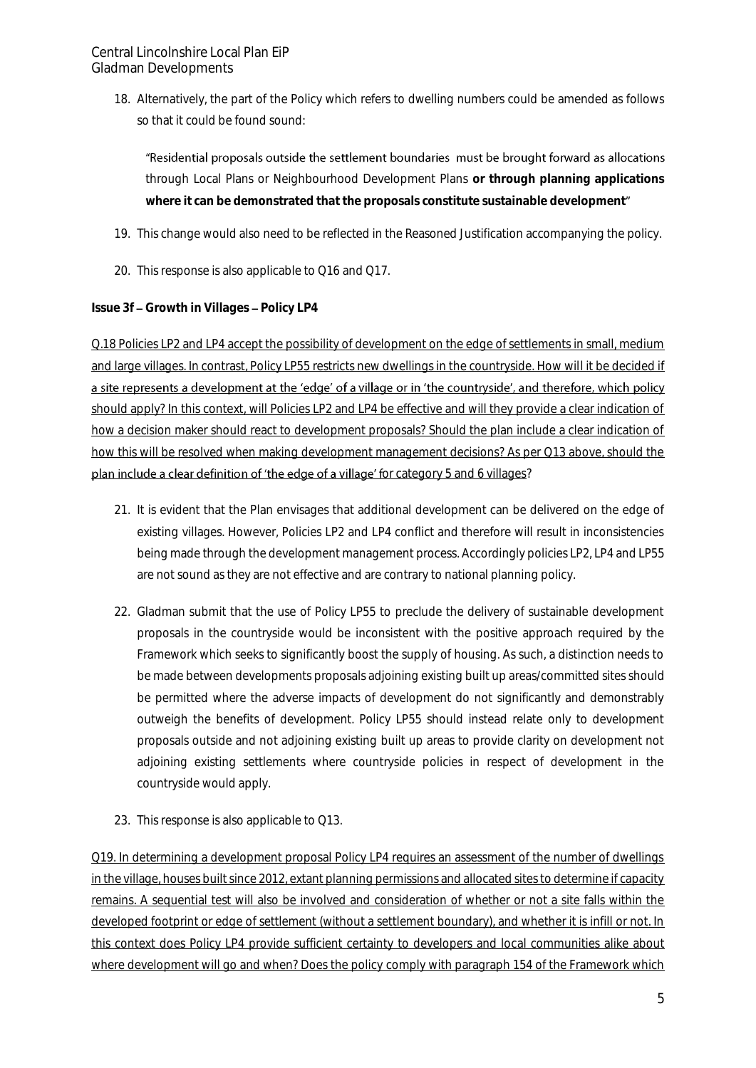18. Alternatively, the part of the Policy which refers to dwelling numbers could be amended as follows so that it could be found sound:

   "Residential proposals outside the settlement boundaries must be brought forward as allocations through Local Plans or Neighbourhood Development Plans **or through planning applications where it can be demonstrated that the proposals constitute sustainable development**"

19. This change would also need to be reflected in the Reasoned Justification accompanying the policy.

20. This response is also applicable to Q16 and Q17.

**Issue 3f – Growth in Villages – Policy LP4**

Q.18 Policies LP2 and LP4 accept the possibility of development on the edge of settlements in small, medium and large villages. In contrast, Policy LP55 restricts new dwellings in the countryside. How will it be decided if a site represents a development at the 'edge' of a village or in 'the countryside', and therefore, which policy should apply? In this context, will Policies LP2 and LP4 be effective and will they provide a clear indication of how a decision maker should react to development proposals? Should the plan include a clear indication of how this will be resolved when making development management decisions? As per Q13 above, should the plan include a clear definition of 'the edge of a village' for category 5 and 6 villages?

21. It is evident that the Plan envisages that additional development can be delivered on the edge of existing villages. However, Policies LP2 and LP4 conflict and therefore will result in inconsistencies being made through the development management process. Accordingly policies LP2, LP4 and LP55 are not sound as they are not effective and are contrary to national planning policy.

22. Gladman submit that the use of Policy LP55 to preclude the delivery of sustainable development proposals in the countryside would be inconsistent with the positive approach required by the Framework which seeks to significantly boost the supply of housing. As such, a distinction needs to be made between developments proposals adjoining existing built up areas/committed sites should be permitted where the adverse impacts of development do not significantly and demonstrably outweigh the benefits of development. Policy LP55 should instead relate only to development proposals outside and not adjoining existing built up areas to provide clarity on development not adjoining existing settlements where countryside policies in respect of development in the countryside would apply.

23. This response is also applicable to Q13.

Q19. In determining a development proposal Policy LP4 requires an assessment of the number of dwellings in the village, houses built since 2012, extant planning permissions and allocated sites to determine if capacity remains. A sequential test will also be involved and consideration of whether or not a site falls within the developed footprint or edge of settlement (without a settlement boundary), and whether it is infill or not. In this context does Policy LP4 provide sufficient certainty to developers and local communities alike about where development will go and when? Does the policy comply with paragraph 154 of the Framework which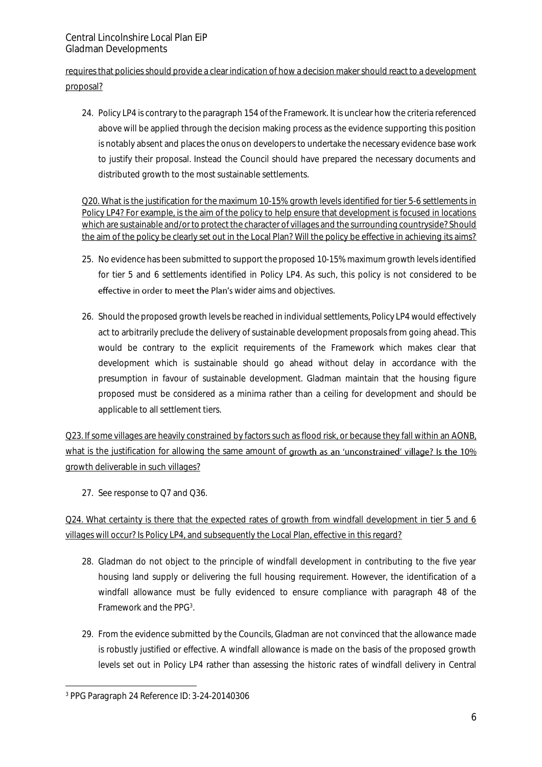requires that policies should provide a clear indication of how a decision maker should react to a development proposal?

24. Policy LP4 is contrary to the paragraph 154 of the Framework. It is unclear how the criteria referenced above will be applied through the decision making process as the evidence supporting this position is notably absent and places the onus on developers to undertake the necessary evidence base work to justify their proposal. Instead the Council should have prepared the necessary documents and distributed growth to the most sustainable settlements.

Q20. What is the justification for the maximum 10-15% growth levels identified for tier 5-6 settlements in Policy LP4? For example, is the aim of the policy to help ensure that development is focused in locations which are sustainable and/or to protect the character of villages and the surrounding countryside? Should the aim of the policy be clearly set out in the Local Plan? Will the policy be effective in achieving its aims?

25. No evidence has been submitted to support the proposed 10-15% maximum growth levels identified for tier 5 and 6 settlements identified in Policy LP4. As such, this policy is not considered to be effective in order to meet the Plan's wider aims and objectives.

26. Should the proposed growth levels be reached in individual settlements, Policy LP4 would effectively act to arbitrarily preclude the delivery of sustainable development proposals from going ahead. This would be contrary to the explicit requirements of the Framework which makes clear that development which is sustainable should go ahead without delay in accordance with the presumption in favour of sustainable development. Gladman maintain that the housing figure proposed must be considered as a minima rather than a ceiling for development and should be applicable to all settlement tiers.

Q23. If some villages are heavily constrained by factors such as flood risk, or because they fall within an AONB, what is the justification for allowing the same amount of growth as an 'unconstrained' village? Is the 10% growth deliverable in such villages?

27. See response to Q7 and Q36.

Q24. What certainty is there that the expected rates of growth from windfall development in tier 5 and 6 villages will occur? Is Policy LP4, and subsequently the Local Plan, effective in this regard?

28. Gladman do not object to the principle of windfall development in contributing to the five year housing land supply or delivering the full housing requirement. However, the identification of a windfall allowance must be fully evidenced to ensure compliance with paragraph 48 of the Framework and the PPG[3].

29. From the evidence submitted by the Councils, Gladman are not convinced that the allowance made is robustly justified or effective. A windfall allowance is made on the basis of the proposed growth levels set out in Policy LP4 rather than assessing the historic rates of windfall delivery in Central

[3] PPG Paragraph 24 Reference ID: 3-24-20140306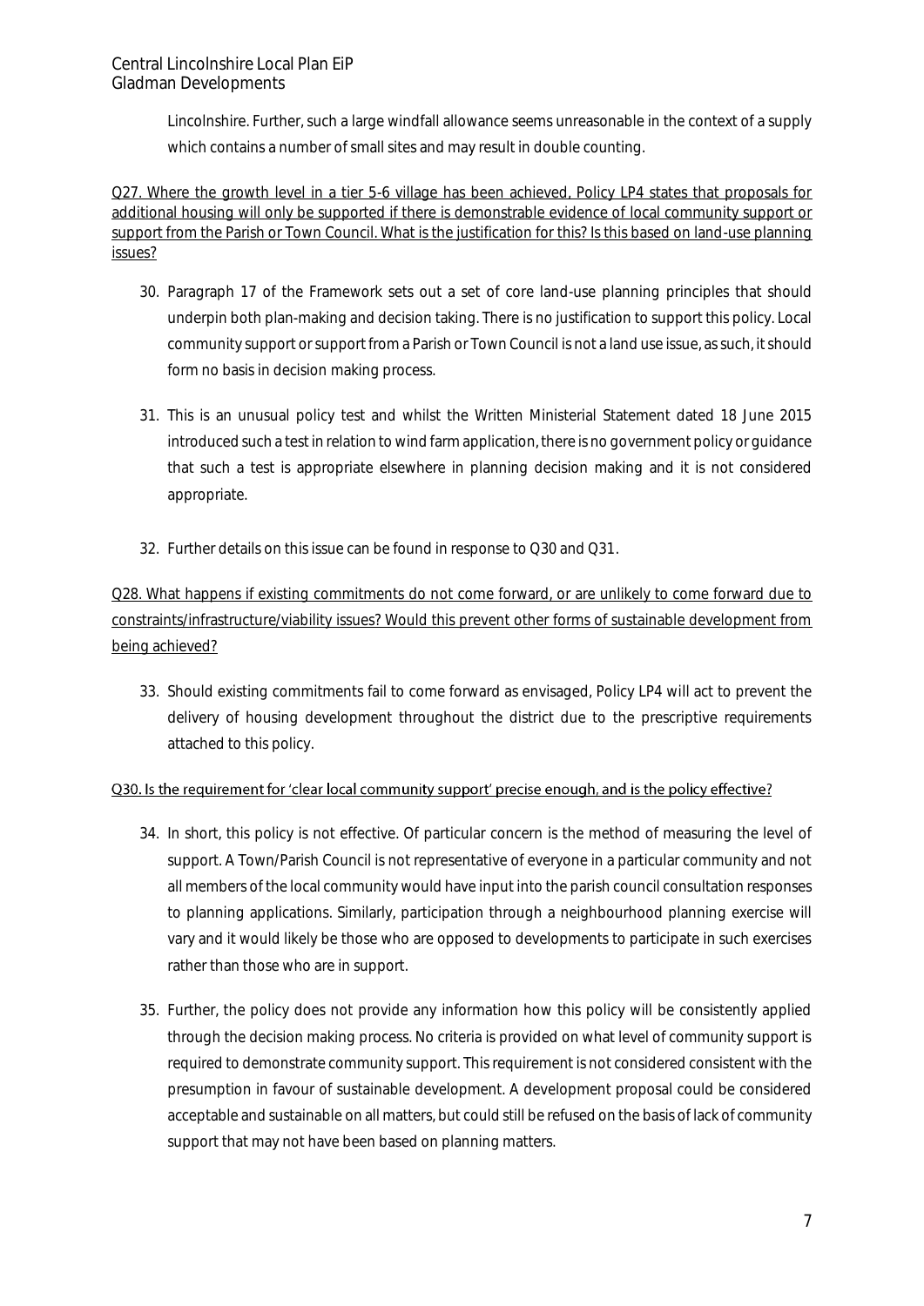Lincolnshire. Further, such a large windfall allowance seems unreasonable in the context of a supply which contains a number of small sites and may result in double counting.

<u>Q27. Where the growth level in a tier 5-6 village has been achieved, Policy LP4 states that proposals for additional housing will only be supported if there is demonstrable evidence of local community support or support from the Parish or Town Council. What is the justification for this? Is this based on land-use planning issues?</u>

30. Paragraph 17 of the Framework sets out a set of core land-use planning principles that should underpin both plan-making and decision taking. There is no justification to support this policy. Local community support or support from a Parish or Town Council is not a land use issue, as such, it should form no basis in decision making process.

31. This is an unusual policy test and whilst the Written Ministerial Statement dated 18 June 2015 introduced such a test in relation to wind farm application, there is no government policy or guidance that such a test is appropriate elsewhere in planning decision making and it is not considered appropriate.

32. Further details on this issue can be found in response to Q30 and Q31.

<u>Q28. What happens if existing commitments do not come forward, or are unlikely to come forward due to constraints/infrastructure/viability issues? Would this prevent other forms of sustainable development from being achieved?</u>

33. Should existing commitments fail to come forward as envisaged, Policy LP4 will act to prevent the delivery of housing development throughout the district due to the prescriptive requirements attached to this policy.

<u>Q30. Is the requirement for 'clear local community support' precise enough, and is the policy effective?</u>

34. In short, this policy is not effective. Of particular concern is the method of measuring the level of support. A Town/Parish Council is not representative of everyone in a particular community and not all members of the local community would have input into the parish council consultation responses to planning applications. Similarly, participation through a neighbourhood planning exercise will vary and it would likely be those who are opposed to developments to participate in such exercises rather than those who are in support.

35. Further, the policy does not provide any information how this policy will be consistently applied through the decision making process. No criteria is provided on what level of community support is required to demonstrate community support. This requirement is not considered consistent with the presumption in favour of sustainable development. A development proposal could be considered acceptable and sustainable on all matters, but could still be refused on the basis of lack of community support that may not have been based on planning matters.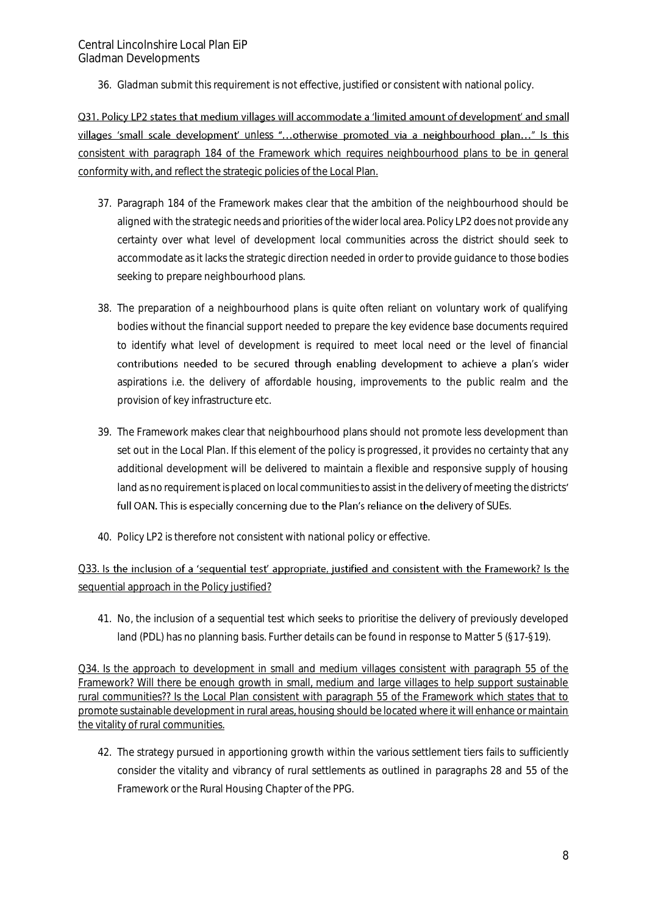36. Gladman submit this requirement is not effective, justified or consistent with national policy.

<u>Q31. Policy LP2 states that medium villages will accommodate a 'limited amount of development' and small villages 'small scale development' unless "…otherwise promoted via a neighbourhood plan…" Is this consistent with paragraph 184 of the Framework which requires neighbourhood plans to be in general conformity with, and reflect the strategic policies of the Local Plan.</u>

37. Paragraph 184 of the Framework makes clear that the ambition of the neighbourhood should be aligned with the strategic needs and priorities of the wider local area. Policy LP2 does not provide any certainty over what level of development local communities across the district should seek to accommodate as it lacks the strategic direction needed in order to provide guidance to those bodies seeking to prepare neighbourhood plans.

38. The preparation of a neighbourhood plans is quite often reliant on voluntary work of qualifying bodies without the financial support needed to prepare the key evidence base documents required to identify what level of development is required to meet local need or the level of financial contributions needed to be secured through enabling development to achieve a plan's wider aspirations i.e. the delivery of affordable housing, improvements to the public realm and the provision of key infrastructure etc.

39. The Framework makes clear that neighbourhood plans should not promote less development than set out in the Local Plan. If this element of the policy is progressed, it provides no certainty that any additional development will be delivered to maintain a flexible and responsive supply of housing land as no requirement is placed on local communities to assist in the delivery of meeting the districts' full OAN. This is especially concerning due to the Plan's reliance on the delivery of SUEs.

40. Policy LP2 is therefore not consistent with national policy or effective.

<u>Q33. Is the inclusion of a 'sequential test' appropriate, justified and consistent with the Framework? Is the sequential approach in the Policy justified?</u>

41. No, the inclusion of a sequential test which seeks to prioritise the delivery of previously developed land (PDL) has no planning basis. Further details can be found in response to Matter 5 (§17-§19).

<u>Q34. Is the approach to development in small and medium villages consistent with paragraph 55 of the Framework? Will there be enough growth in small, medium and large villages to help support sustainable rural communities?? Is the Local Plan consistent with paragraph 55 of the Framework which states that to promote sustainable development in rural areas, housing should be located where it will enhance or maintain the vitality of rural communities.</u>

42. The strategy pursued in apportioning growth within the various settlement tiers fails to sufficiently consider the vitality and vibrancy of rural settlements as outlined in paragraphs 28 and 55 of the Framework or the Rural Housing Chapter of the PPG.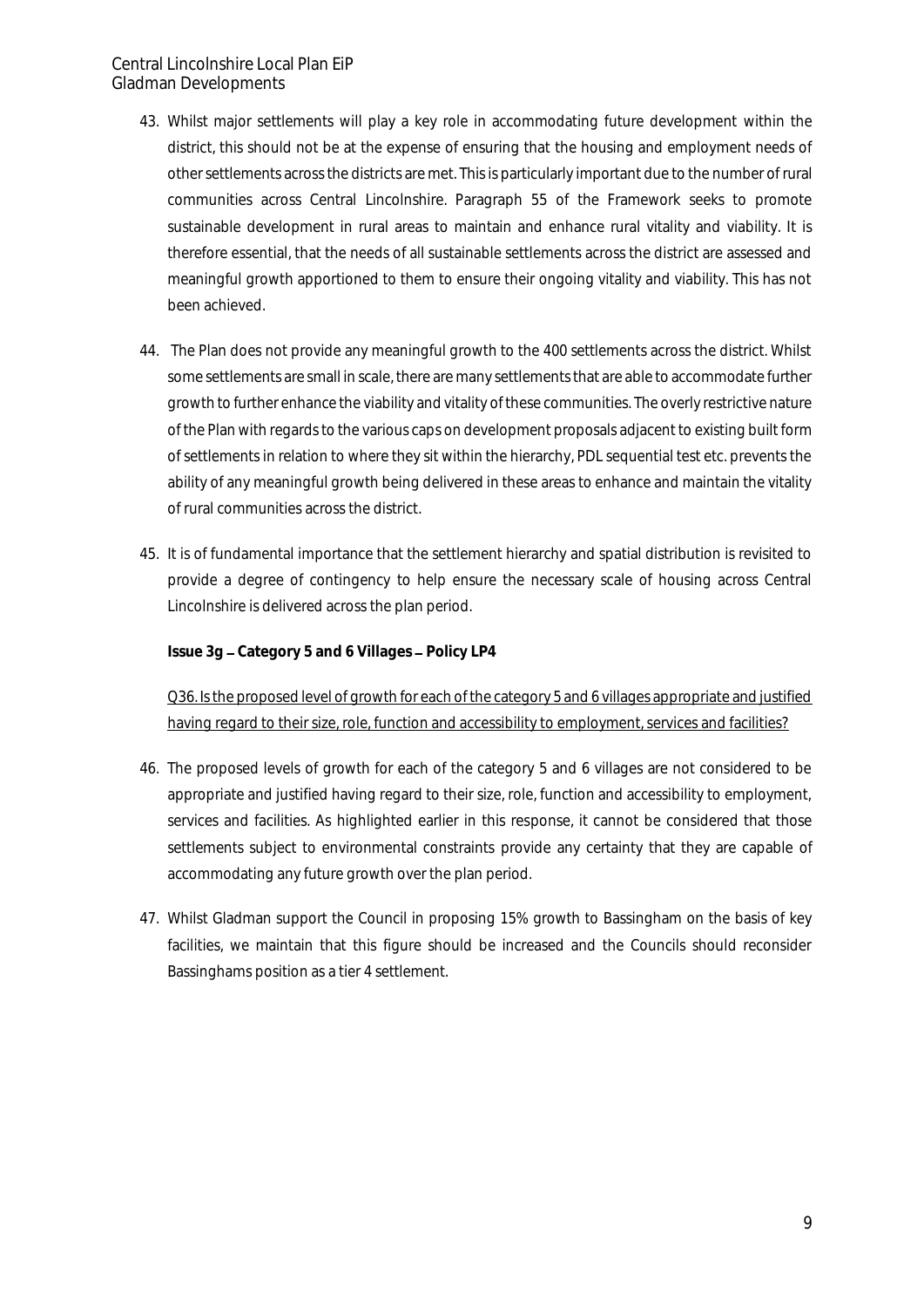43. Whilst major settlements will play a key role in accommodating future development within the district, this should not be at the expense of ensuring that the housing and employment needs of other settlements across the districts are met. This is particularly important due to the number of rural communities across Central Lincolnshire. Paragraph 55 of the Framework seeks to promote sustainable development in rural areas to maintain and enhance rural vitality and viability. It is therefore essential, that the needs of all sustainable settlements across the district are assessed and meaningful growth apportioned to them to ensure their ongoing vitality and viability. This has not been achieved.

44. The Plan does not provide any meaningful growth to the 400 settlements across the district. Whilst some settlements are small in scale, there are many settlements that are able to accommodate further growth to further enhance the viability and vitality of these communities. The overly restrictive nature of the Plan with regards to the various caps on development proposals adjacent to existing built form of settlements in relation to where they sit within the hierarchy, PDL sequential test etc. prevents the ability of any meaningful growth being delivered in these areas to enhance and maintain the vitality of rural communities across the district.

45. It is of fundamental importance that the settlement hierarchy and spatial distribution is revisited to provide a degree of contingency to help ensure the necessary scale of housing across Central Lincolnshire is delivered across the plan period.

**Issue 3g – Category 5 and 6 Villages – Policy LP4**

Q36. Is the proposed level of growth for each of the category 5 and 6 villages appropriate and justified having regard to their size, role, function and accessibility to employment, services and facilities?

46. The proposed levels of growth for each of the category 5 and 6 villages are not considered to be appropriate and justified having regard to their size, role, function and accessibility to employment, services and facilities. As highlighted earlier in this response, it cannot be considered that those settlements subject to environmental constraints provide any certainty that they are capable of accommodating any future growth over the plan period.

47. Whilst Gladman support the Council in proposing 15% growth to Bassingham on the basis of key facilities, we maintain that this figure should be increased and the Councils should reconsider Bassinghams position as a tier 4 settlement.